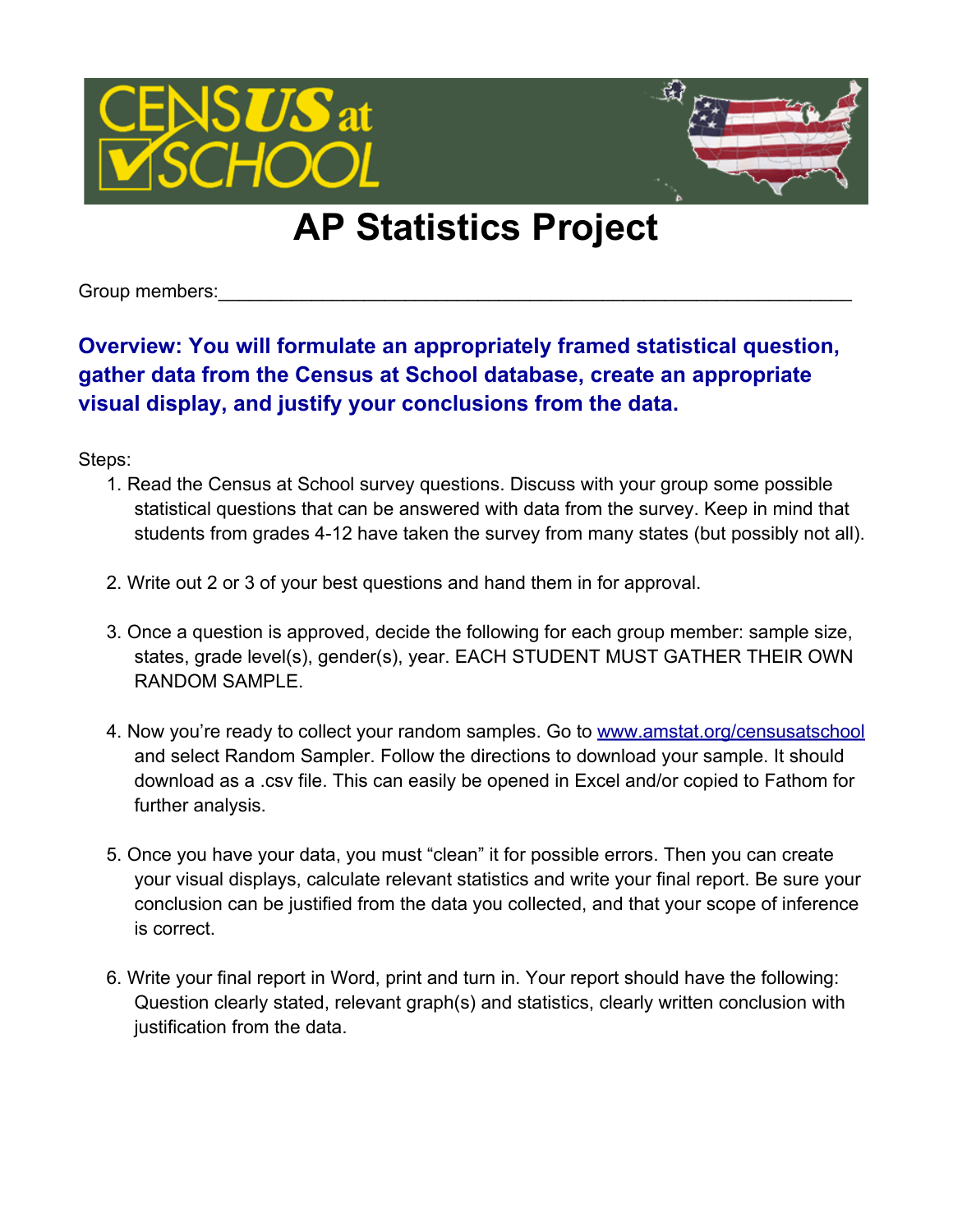# AP Statistics Project

Group members:\_\_\_\_\_\_\_\_\_\_\_\_\_\_\_\_\_\_\_\_\_\_\_\_\_\_\_\_\_\_\_\_\_\_\_\_\_\_\_\_\_\_\_\_\_\_\_\_\_\_\_\_\_\_\_\_\_\_\_\_\_\_\_\_

**Overview: You will formulate an appropriately framed statistical question, gather data from the Census at School database, create an appropriate visual display, and justify your conclusions from the data.**

Steps:

1. Read the Census at School survey questions. Discuss with your group some possible statistical questions that can be answered with data from the survey. Keep in mind that students from grades 4-12 have taken the survey from many states (but possibly not all).

2. Write out 2 or 3 of your best questions and hand them in for approval.

3. Once a question is approved, decide the following for each group member: sample size, states, grade level(s), gender(s), year. EACH STUDENT MUST GATHER THEIR OWN RANDOM SAMPLE.

4. Now you're ready to collect your random samples. Go to [www.amstat.org/censusatschool](http://www.amstat.org/censusatschool) and select Random Sampler. Follow the directions to download your sample. It should download as a .csv file. This can easily be opened in Excel and/or copied to Fathom for further analysis.

5. Once you have your data, you must "clean" it for possible errors. Then you can create your visual displays, calculate relevant statistics and write your final report. Be sure your conclusion can be justified from the data you collected, and that your scope of inference is correct.

6. Write your final report in Word, print and turn in. Your report should have the following: Question clearly stated, relevant graph(s) and statistics, clearly written conclusion with justification from the data.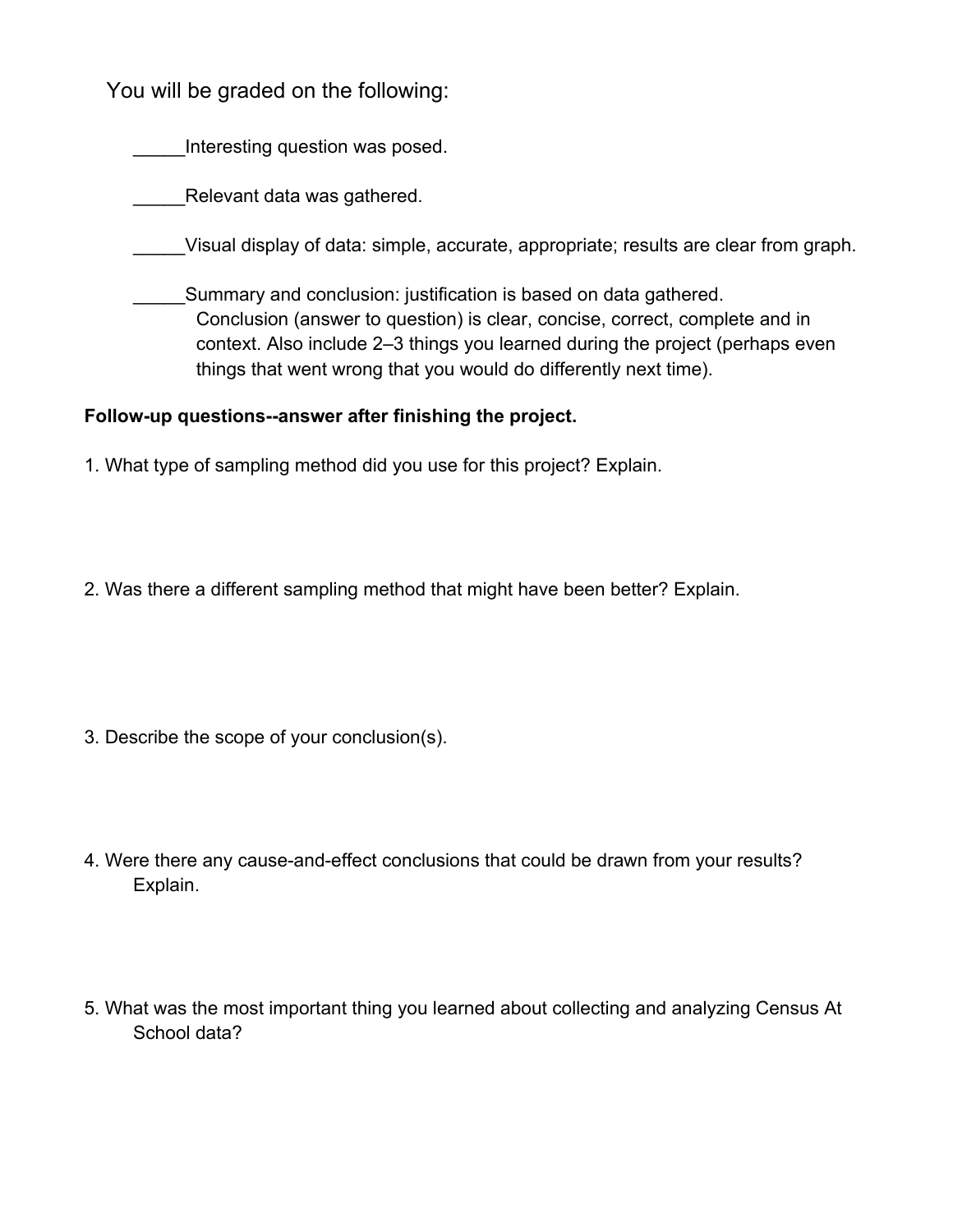You will be graded on the following:

- _____Interesting question was posed.
- _____Relevant data was gathered.
- _____Visual display of data: simple, accurate, appropriate; results are clear from graph.
- _____Summary and conclusion: justification is based on data gathered. Conclusion (answer to question) is clear, concise, correct, complete and in context. Also include 2–3 things you learned during the project (perhaps even things that went wrong that you would do differently next time).

**Follow-up questions--answer after finishing the project.**

1. What type of sampling method did you use for this project? Explain.

2. Was there a different sampling method that might have been better? Explain.

3. Describe the scope of your conclusion(s).

4. Were there any cause-and-effect conclusions that could be drawn from your results? Explain.

5. What was the most important thing you learned about collecting and analyzing Census At School data?